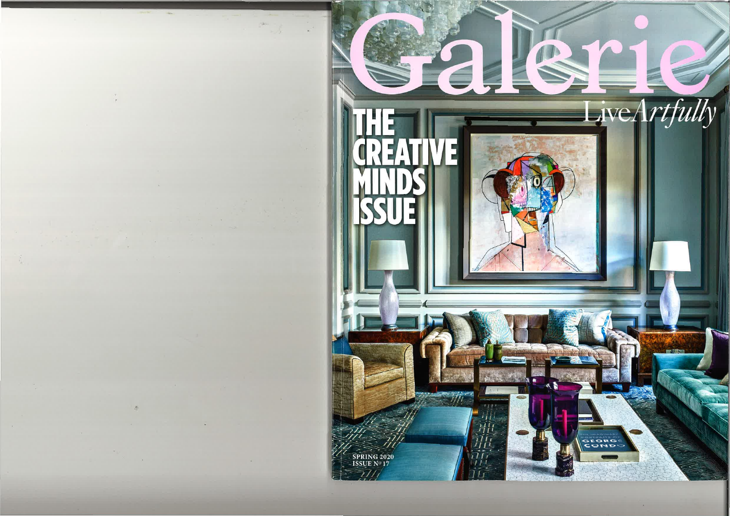# Galerie

*LiveArtfully*

## THE CREATIVE MINDS ISSUE

SPRING 2020
ISSUE Nº 17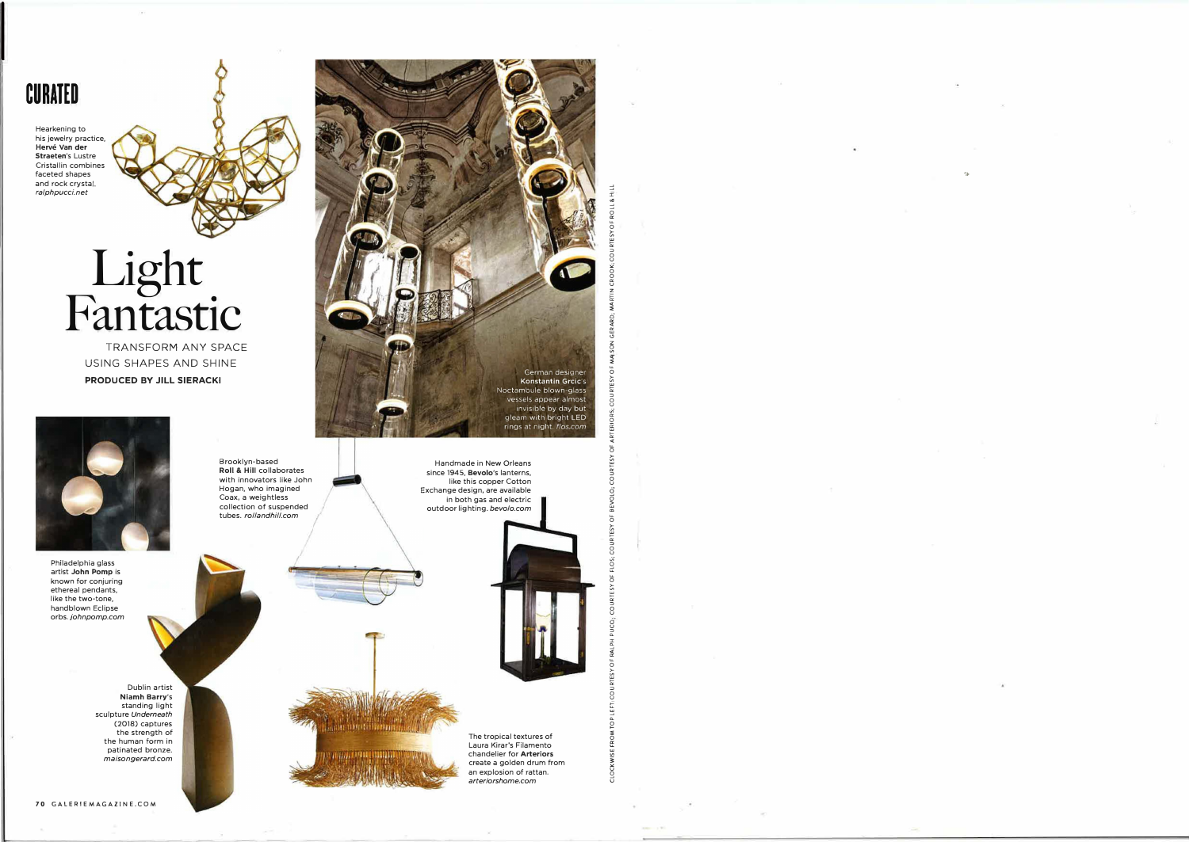CURATED

# Light Fantastic

TRANSFORM ANY SPACE USING SHAPES AND SHINE

**PRODUCED BY JILL SIERACKI**

Hearkening to his jewelry practice, **Hervé Van der Straeten**'s Lustre Cristallin combines faceted shapes and rock crystal. *ralphpucci.net*

German designer **Konstantin Grcic**'s Noctambule blown-glass vessels appear almost invisible by day but gleam with bright LED rings at night. *flos.com*

Handmade in New Orleans since 1945, **Bevolo**'s lanterns, like this copper Cotton Exchange design, are available in both gas and electric outdoor lighting. *bevolo.com*

Brooklyn-based **Roll & Hill** collaborates with innovators like John Hogan, who imagined Coax, a weightless collection of suspended tubes. *rollandhill.com*

Philadelphia glass artist **John Pomp** is known for conjuring ethereal pendants, like the two-tone, handblown Eclipse orbs. *johnpomp.com*

Dublin artist **Niamh Barry**'s standing light sculpture *Underneath* (2018) captures the strength of the human form in patinated bronze. *maisongerard.com*

The tropical textures of Laura Kirar's Filamento chandelier for **Arteriors** create a golden drum from an explosion of rattan. *arteriorshome.com*

CLOCKWISE FROM TOP LEFT: COURTESY OF RALPH PUCCI; COURTESY OF FLOS; COURTESY OF BEVOLO; COURTESY OF ARTERIORS; COURTESY OF MAISON GERARD; MARTIN CROOK, COURTESY OF ROLL & HILL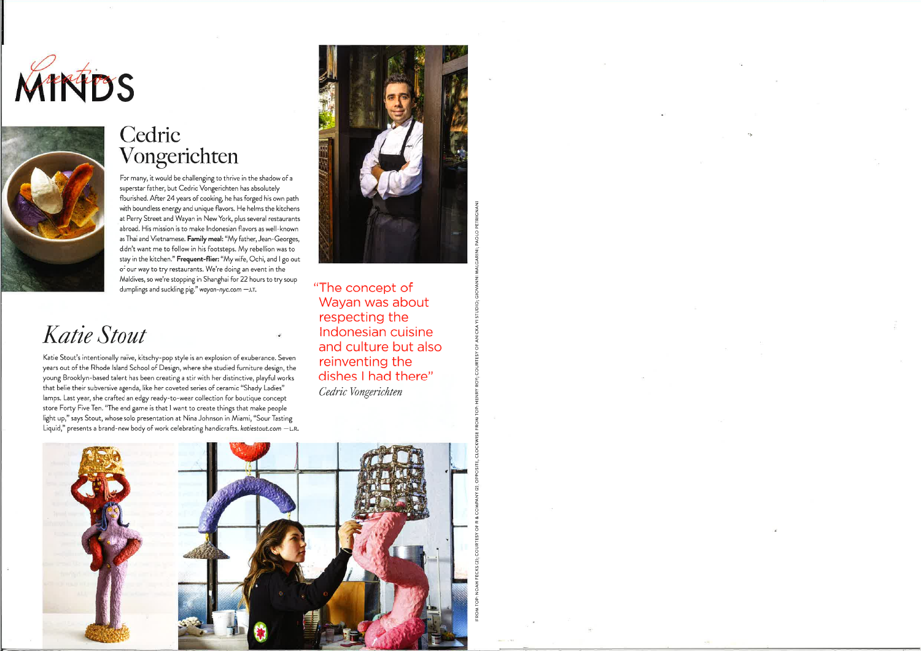# Creative MINDS

## Cedric Vongerichten

For many, it would be challenging to thrive in the shadow of a superstar father, but Cedric Vongerichten has absolutely flourished. After 24 years of cooking, he has forged his own path with boundless energy and unique flavors. He helms the kitchens at Perry Street and Wayan in New York, plus several restaurants abroad. His mission is to make Indonesian flavors as well-known as Thai and Vietnamese. **Family meal:** "My father, Jean-Georges, didn't want me to follow in his footsteps. My rebellion was to stay in the kitchen." **Frequent-flier:** "My wife, Ochi, and I go out of our way to try restaurants. We're doing an event in the Maldives, so we're stopping in Shanghai for 22 hours to try soup dumplings and suckling pig." *wayan-nyc.com* —J.T.

"The concept of Wayan was about respecting the Indonesian cuisine and culture but also reinventing the dishes I had there"
*Cedric Vongerichten*

## *Katie Stout*

Katie Stout's intentionally naive, kitschy-pop style is an explosion of exuberance. Seven years out of the Rhode Island School of Design, where she studied furniture design, the young Brooklyn-based talent has been creating a stir with her distinctive, playful works that belie their subversive agenda, like her coveted series of ceramic "Shady Ladies" lamps. Last year, she crafted an edgy ready-to-wear collection for boutique concept store Forty Five Ten. "The end game is that I want to create things that make people light up," says Stout, whose solo presentation at Nina Johnson in Miami, "Sour Tasting Liquid," presents a brand-new body of work celebrating handicrafts. *katiestout.com* —L.R.

FROM TOP: NOAH FECKS (2); COURTESY OF R & COMPANY (2). OPPOSITE, CLOCKWISE FROM TOP: HENRY ROY; COURTESY OF ANICKA YI STUDIO; GIOVANNI MALGARINI; PAOLO PETRIGNANI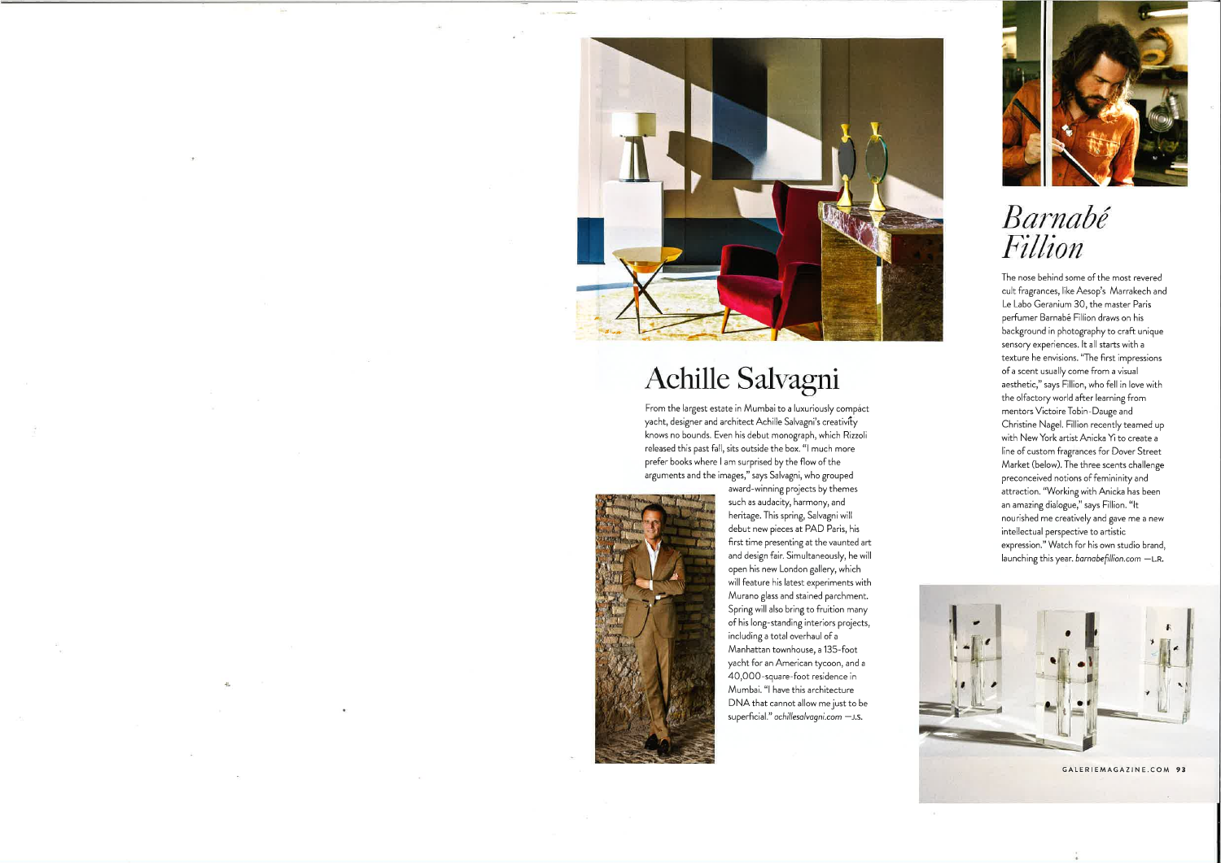# Achille Salvagni

From the largest estate in Mumbai to a luxuriously compact yacht, designer and architect Achille Salvagni's creativity knows no bounds. Even his debut monograph, which Rizzoli released this past fall, sits outside the box. "I much more prefer books where I am surprised by the flow of the arguments and the images," says Salvagni, who grouped award-winning projects by themes such as audacity, harmony, and heritage. This spring, Salvagni will debut new pieces at PAD Paris, his first time presenting at the vaunted art and design fair. Simultaneously, he will open his new London gallery, which will feature his latest experiments with Murano glass and stained parchment. Spring will also bring to fruition many of his long-standing interiors projects, including a total overhaul of a Manhattan townhouse, a 135-foot yacht for an American tycoon, and a 40,000-square-foot residence in Mumbai. "I have this architecture DNA that cannot allow me just to be superficial." *achillesalvagni.com* —J.S.

# *Barnabé Fillion*

The nose behind some of the most revered cult fragrances, like Aesop's Marrakech and Le Labo Geranium 30, the master Paris perfumer Barnabé Fillion draws on his background in photography to craft unique sensory experiences. It all starts with a texture he envisions. "The first impressions of a scent usually come from a visual aesthetic," says Fillion, who fell in love with the olfactory world after learning from mentors Victoire Tobin-Dauge and Christine Nagel. Fillion recently teamed up with New York artist Anicka Yi to create a line of custom fragrances for Dover Street Market (below). The three scents challenge preconceived notions of femininity and attraction. "Working with Anicka has been an amazing dialogue," says Fillion. "It nourished me creatively and gave me a new intellectual perspective to artistic expression." Watch for his own studio brand, launching this year. *barnabefillion.com* —L.R.